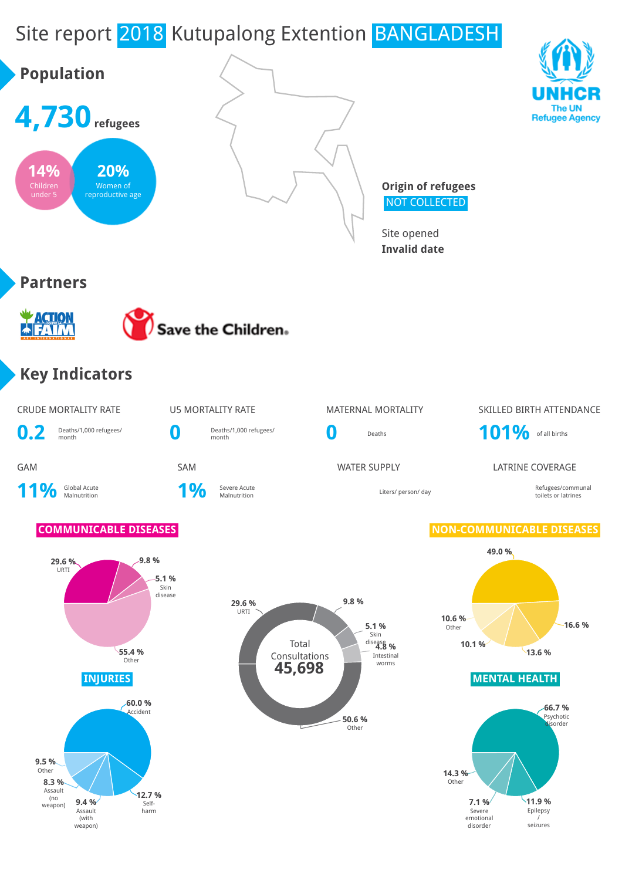# Site report 2018 Kutupalong Extention BANGLADESH

UNHCR
The UN Refugee Agency

## Population

**4,730** refugees

14% Children under 5

20% Women of reproductive age

**Origin of refugees**
NOT COLLECTED

Site opened
**Invalid date**

## Partners

Action Contre la Faim

Save the Children

## Key Indicators

| CRUDE MORTALITY RATE | U5 MORTALITY RATE | MATERNAL MORTALITY | SKILLED BIRTH ATTENDANCE |
| --- | --- | --- | --- |
| **0.2** Deaths/1,000 refugees/ month | **0** Deaths/1,000 refugees/ month | **0** Deaths | **101%** of all births |

| GAM | SAM | WATER SUPPLY | LATRINE COVERAGE |
| --- | --- | --- | --- |
| **11%** Global Acute Malnutrition | **1%** Severe Acute Malnutrition | Liters/ person/ day | Refugees/communal toilets or latrines |

### COMMUNICABLE DISEASES

- 29.6 % URTI
- 9.8 %
- 5.1 % Skin disease
- 55.4 % Other

Total Consultations **45,698**

- 29.6 % URTI
- 9.8 %
- 5.1 % Skin disease
- 4.8 % Intestinal worms
- 50.6 % Other

### NON-COMMUNICABLE DISEASES

- 49.0 %
- 16.6 %
- 13.6 %
- 10.1 %
- 10.6 % Other

### INJURIES

- 60.0 % Accident
- 12.7 % Self-harm
- 9.4 % Assault (with weapon)
- 8.3 % Assault (no weapon)
- 9.5 % Other

### MENTAL HEALTH

- 66.7 % Psychotic disorder
- 11.9 % Epilepsy / seizures
- 7.1 % Severe emotional disorder
- 14.3 % Other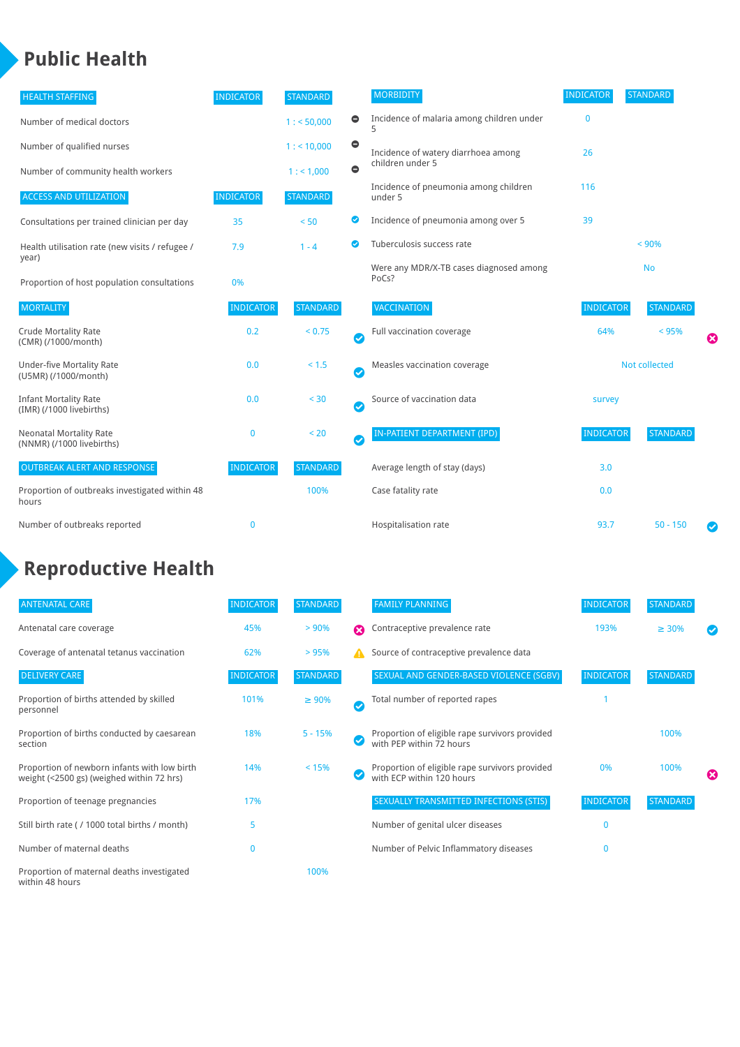# Public Health

| HEALTH STAFFING | INDICATOR | STANDARD | |
|---|---|---|---|
| Number of medical doctors | | 1 : < 50,000 | ⊖ |
| Number of qualified nurses | | 1 : < 10,000 | ⊖ |
| Number of community health workers | | 1 : < 1,000 | ⊖ |

| ACCESS AND UTILIZATION | INDICATOR | STANDARD | |
|---|---|---|---|
| Consultations per trained clinician per day | 35 | < 50 | ✔ |
| Health utilisation rate (new visits / refugee / year) | 7.9 | 1 - 4 | ✔ |
| Proportion of host population consultations | 0% | | |

| MORTALITY | INDICATOR | STANDARD | |
|---|---|---|---|
| Crude Mortality Rate (CMR) (/1000/month) | 0.2 | < 0.75 | ✔ |
| Under-five Mortality Rate (U5MR) (/1000/month) | 0.0 | < 1.5 | ✔ |
| Infant Mortality Rate (IMR) (/1000 livebirths) | 0.0 | < 30 | ✔ |
| Neonatal Mortality Rate (NNMR) (/1000 livebirths) | 0 | < 20 | ✔ |

| OUTBREAK ALERT AND RESPONSE | INDICATOR | STANDARD |
|---|---|---|
| Proportion of outbreaks investigated within 48 hours | | 100% |
| Number of outbreaks reported | 0 | |

| MORBIDITY | INDICATOR | STANDARD |
|---|---|---|
| Incidence of malaria among children under 5 | 0 | |
| Incidence of watery diarrhoea among children under 5 | 26 | |
| Incidence of pneumonia among children under 5 | 116 | |
| Incidence of pneumonia among over 5 | 39 | |
| Tuberculosis success rate | | < 90% |
| Were any MDR/X-TB cases diagnosed among PoCs? | | No |

| VACCINATION | INDICATOR | STANDARD | |
|---|---|---|---|
| Full vaccination coverage | 64% | < 95% | ✖ |
| Measles vaccination coverage | Not collected | | |
| Source of vaccination data | survey | | |

| IN-PATIENT DEPARTMENT (IPD) | INDICATOR | STANDARD | |
|---|---|---|---|
| Average length of stay (days) | 3.0 | | |
| Case fatality rate | 0.0 | | |
| Hospitalisation rate | 93.7 | 50 - 150 | ✔ |

# Reproductive Health

| ANTENATAL CARE | INDICATOR | STANDARD | |
|---|---|---|---|
| Antenatal care coverage | 45% | > 90% | ✖ |
| Coverage of antenatal tetanus vaccination | 62% | > 95% | ⚠ |

| DELIVERY CARE | INDICATOR | STANDARD | |
|---|---|---|---|
| Proportion of births attended by skilled personnel | 101% | ≥ 90% | ✔ |
| Proportion of births conducted by caesarean section | 18% | 5 - 15% | ✔ |
| Proportion of newborn infants with low birth weight (<2500 gs) (weighed within 72 hrs) | 14% | < 15% | ✔ |
| Proportion of teenage pregnancies | 17% | | |
| Still birth rate ( / 1000 total births / month) | 5 | | |
| Number of maternal deaths | 0 | | |
| Proportion of maternal deaths investigated within 48 hours | | 100% | |

| FAMILY PLANNING | INDICATOR | STANDARD | |
|---|---|---|---|
| Contraceptive prevalence rate | 193% | ≥ 30% | ✔ |
| Source of contraceptive prevalence data | | | |

| SEXUAL AND GENDER-BASED VIOLENCE (SGBV) | INDICATOR | STANDARD | |
|---|---|---|---|
| Total number of reported rapes | 1 | | |
| Proportion of eligible rape survivors provided with PEP within 72 hours | | 100% | |
| Proportion of eligible rape survivors provided with ECP within 120 hours | 0% | 100% | ✖ |

| SEXUALLY TRANSMITTED INFECTIONS (STIS) | INDICATOR | STANDARD |
|---|---|---|
| Number of genital ulcer diseases | 0 | |
| Number of Pelvic Inflammatory diseases | 0 | |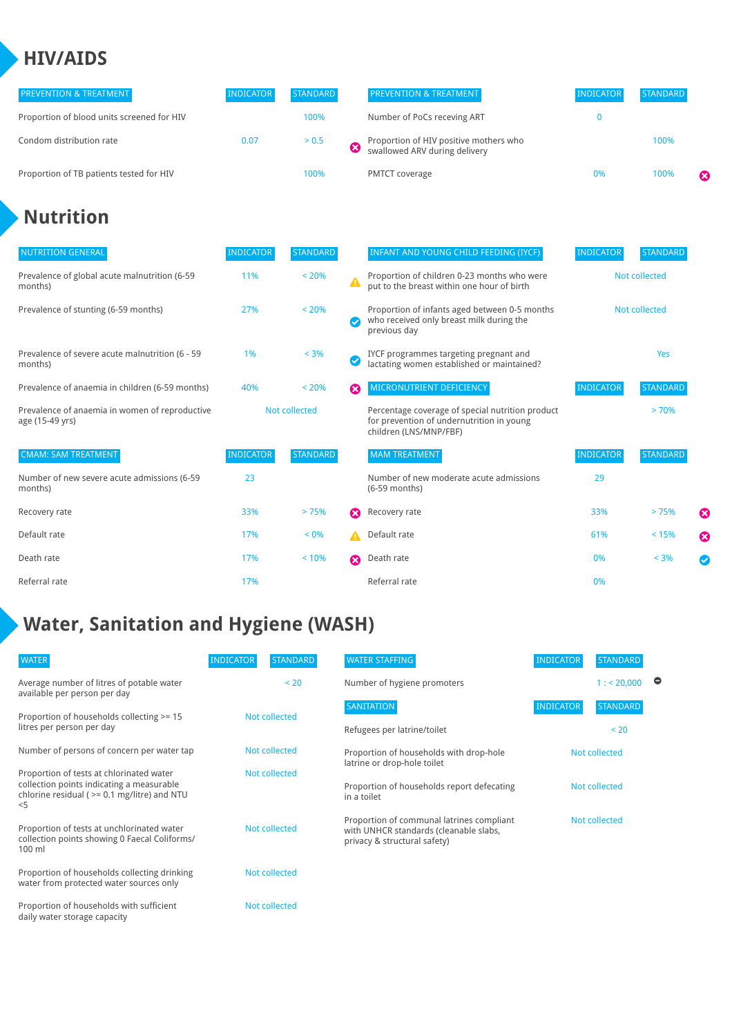# HIV/AIDS

| PREVENTION & TREATMENT | INDICATOR | STANDARD | |
|---|---|---|---|
| Proportion of blood units screened for HIV | | 100% | |
| Condom distribution rate | 0.07 | > 0.5 | ✖ |
| Proportion of TB patients tested for HIV | | 100% | |

| PREVENTION & TREATMENT | INDICATOR | STANDARD | |
|---|---|---|---|
| Number of PoCs receving ART | 0 | | |
| Proportion of HIV positive mothers who swallowed ARV during delivery | | 100% | |
| PMTCT coverage | 0% | 100% | ✖ |

# Nutrition

| NUTRITION GENERAL | INDICATOR | STANDARD | |
|---|---|---|---|
| Prevalence of global acute malnutrition (6-59 months) | 11% | < 20% | ⚠ |
| Prevalence of stunting (6-59 months) | 27% | < 20% | ✔ |
| Prevalence of severe acute malnutrition (6 - 59 months) | 1% | < 3% | ✔ |
| Prevalence of anaemia in children (6-59 months) | 40% | < 20% | ✖ |
| Prevalence of anaemia in women of reproductive age (15-49 yrs) | Not collected | | |

| INFANT AND YOUNG CHILD FEEDING (IYCF) | INDICATOR | STANDARD | |
|---|---|---|---|
| Proportion of children 0-23 months who were put to the breast within one hour of birth | Not collected | | |
| Proportion of infants aged between 0-5 months who received only breast milk during the previous day | Not collected | | |
| IYCF programmes targeting pregnant and lactating women established or maintained? | | Yes | |

| MICRONUTRIENT DEFICIENCY | INDICATOR | STANDARD | |
|---|---|---|---|
| Percentage coverage of special nutrition product for prevention of undernutrition in young children (LNS/MNP/FBF) | | > 70% | |

| CMAM: SAM TREATMENT | INDICATOR | STANDARD | |
|---|---|---|---|
| Number of new severe acute admissions (6-59 months) | 23 | | |
| Recovery rate | 33% | > 75% | ✖ |
| Default rate | 17% | < 0% | ⚠ |
| Death rate | 17% | < 10% | ✖ |
| Referral rate | 17% | | |

| MAM TREATMENT | INDICATOR | STANDARD | |
|---|---|---|---|
| Number of new moderate acute admissions (6-59 months) | 29 | | |
| Recovery rate | 33% | > 75% | ✖ |
| Default rate | 61% | < 15% | ✖ |
| Death rate | 0% | < 3% | ✔ |
| Referral rate | 0% | | |

# Water, Sanitation and Hygiene (WASH)

| WATER | INDICATOR | STANDARD |
|---|---|---|
| Average number of litres of potable water available per person per day | | < 20 |
| Proportion of households collecting >= 15 litres per person per day | Not collected | |
| Number of persons of concern per water tap | Not collected | |
| Proportion of tests at chlorinated water collection points indicating a measurable chlorine residual ( >= 0.1 mg/litre) and NTU <5 | Not collected | |
| Proportion of tests at unchlorinated water collection points showing 0 Faecal Coliforms/ 100 ml | Not collected | |
| Proportion of households collecting drinking water from protected water sources only | Not collected | |
| Proportion of households with sufficient daily water storage capacity | Not collected | |

| WATER STAFFING | INDICATOR | STANDARD | |
|---|---|---|---|
| Number of hygiene promoters | | 1 : < 20,000 | ⊖ |

| SANITATION | INDICATOR | STANDARD |
|---|---|---|
| Refugees per latrine/toilet | | < 20 |
| Proportion of households with drop-hole latrine or drop-hole toilet | Not collected | |
| Proportion of households report defecating in a toilet | Not collected | |
| Proportion of communal latrines compliant with UNHCR standards (cleanable slabs, privacy & structural safety) | Not collected | |